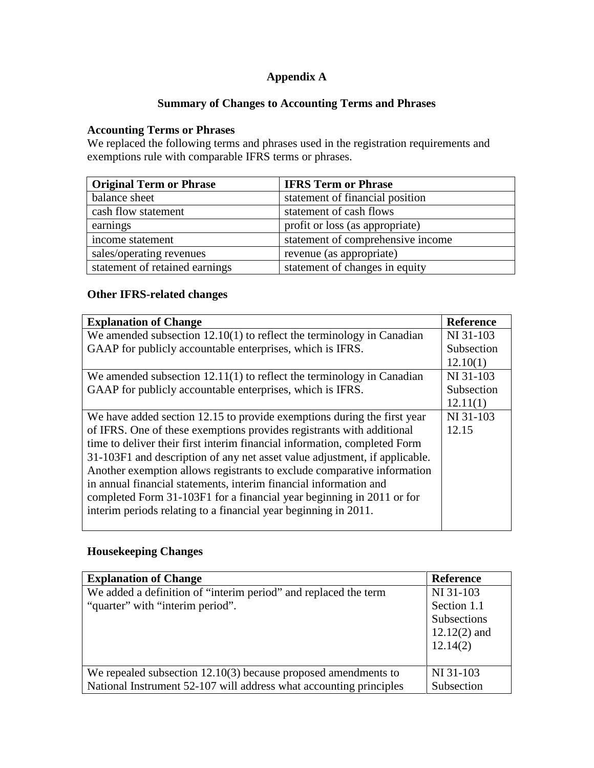# Appendix A

## Summary of Changes to Accounting Terms and Phrases

### Accounting Terms or Phrases

We replaced the following terms and phrases used in the registration requirements and exemptions rule with comparable IFRS terms or phrases.

| Original Term or Phrase | IFRS Term or Phrase |
|---|---|
| balance sheet | statement of financial position |
| cash flow statement | statement of cash flows |
| earnings | profit or loss (as appropriate) |
| income statement | statement of comprehensive income |
| sales/operating revenues | revenue (as appropriate) |
| statement of retained earnings | statement of changes in equity |

### Other IFRS-related changes

| Explanation of Change | Reference |
|---|---|
| We amended subsection 12.10(1) to reflect the terminology in Canadian GAAP for publicly accountable enterprises, which is IFRS. | NI 31-103 Subsection 12.10(1) |
| We amended subsection 12.11(1) to reflect the terminology in Canadian GAAP for publicly accountable enterprises, which is IFRS. | NI 31-103 Subsection 12.11(1) |
| We have added section 12.15 to provide exemptions during the first year of IFRS. One of these exemptions provides registrants with additional time to deliver their first interim financial information, completed Form 31-103F1 and description of any net asset value adjustment, if applicable. Another exemption allows registrants to exclude comparative information in annual financial statements, interim financial information and completed Form 31-103F1 for a financial year beginning in 2011 or for interim periods relating to a financial year beginning in 2011. | NI 31-103 12.15 |

### Housekeeping Changes

| Explanation of Change | Reference |
|---|---|
| We added a definition of "interim period" and replaced the term "quarter" with "interim period". | NI 31-103 Section 1.1 Subsections 12.12(2) and 12.14(2) |
| We repealed subsection 12.10(3) because proposed amendments to National Instrument 52-107 will address what accounting principles | NI 31-103 Subsection |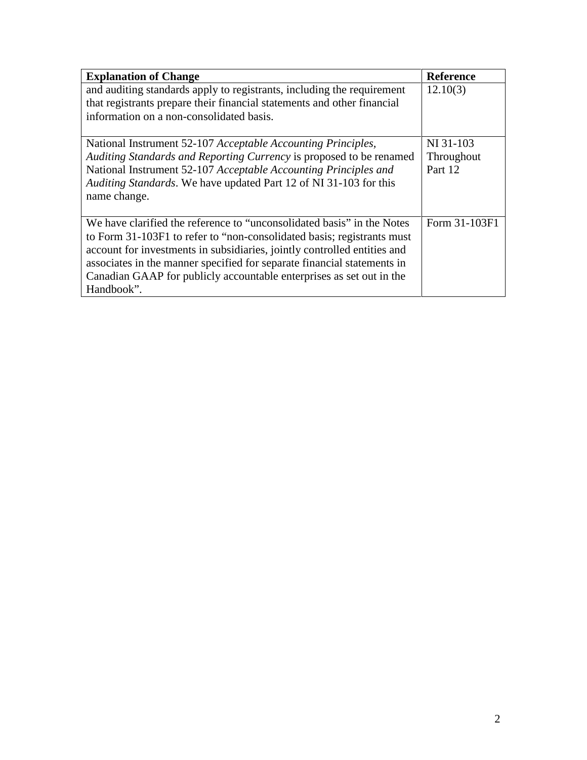| Explanation of Change | Reference |
|---|---|
| and auditing standards apply to registrants, including the requirement that registrants prepare their financial statements and other financial information on a non-consolidated basis. | 12.10(3) |
| National Instrument 52-107 *Acceptable Accounting Principles, Auditing Standards and Reporting Currency* is proposed to be renamed National Instrument 52-107 *Acceptable Accounting Principles and Auditing Standards*. We have updated Part 12 of NI 31-103 for this name change. | NI 31-103 Throughout Part 12 |
| We have clarified the reference to “unconsolidated basis” in the Notes to Form 31-103F1 to refer to “non-consolidated basis; registrants must account for investments in subsidiaries, jointly controlled entities and associates in the manner specified for separate financial statements in Canadian GAAP for publicly accountable enterprises as set out in the Handbook”. | Form 31-103F1 |